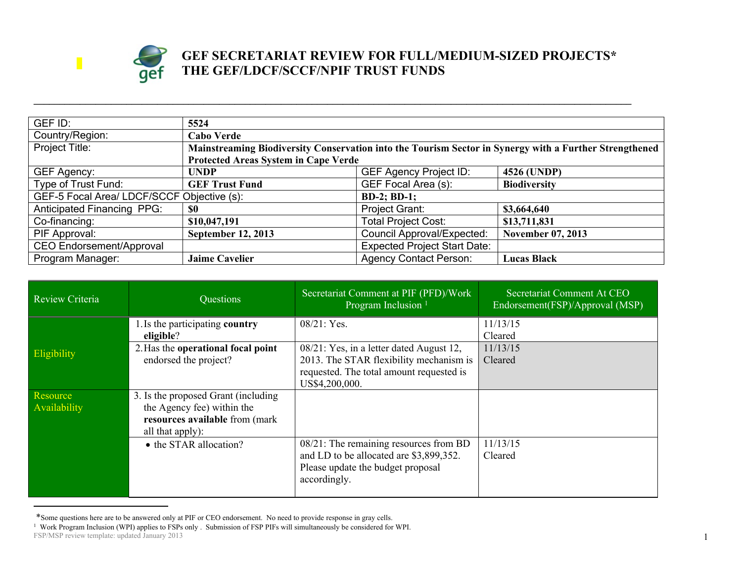# GEF SECRETARIAT REVIEW FOR FULL/MEDIUM-SIZED PROJECTS*
# THE GEF/LDCF/SCCF/NPIF TRUST FUNDS

| GEF ID: | **5524** | | |
|---|---|---|---|
| Country/Region: | **Cabo Verde** | | |
| Project Title: | **Mainstreaming Biodiversity Conservation into the Tourism Sector in Synergy with a Further Strengthened Protected Areas System in Cape Verde** | | |
| GEF Agency: | **UNDP** | GEF Agency Project ID: | **4526 (UNDP)** |
| Type of Trust Fund: | **GEF Trust Fund** | GEF Focal Area (s): | **Biodiversity** |
| GEF-5 Focal Area/ LDCF/SCCF Objective (s): | | **BD-2; BD-1;** | |
| Anticipated Financing PPG: | **$0** | Project Grant: | **$3,664,640** |
| Co-financing: | **$10,047,191** | Total Project Cost: | **$13,711,831** |
| PIF Approval: | **September 12, 2013** | Council Approval/Expected: | **November 07, 2013** |
| CEO Endorsement/Approval | | Expected Project Start Date: | |
| Program Manager: | **Jaime Cavelier** | Agency Contact Person: | **Lucas Black** |

| Review Criteria | Questions | Secretariat Comment at PIF (PFD)/Work Program Inclusion [1] | Secretariat Comment At CEO Endorsement(FSP)/Approval (MSP) |
|---|---|---|---|
| Eligibility | 1. Is the participating **country eligible**? | 08/21: Yes. | 11/13/15 Cleared |
| | 2. Has the **operational focal point** endorsed the project? | 08/21: Yes, in a letter dated August 12, 2013. The STAR flexibility mechanism is requested. The total amount requested is US$4,200,000. | 11/13/15 Cleared |
| Resource Availability | 3. Is the proposed Grant (including the Agency fee) within the **resources available** from (mark all that apply): | | |
| | • the STAR allocation? | 08/21: The remaining resources from BD and LD to be allocated are $3,899,352. Please update the budget proposal accordingly. | 11/13/15 Cleared |

*Some questions here are to be answered only at PIF or CEO endorsement. No need to provide response in gray cells.

[1] Work Program Inclusion (WPI) applies to FSPs only . Submission of FSP PIFs will simultaneously be considered for WPI.

FSP/MSP review template: updated January 2013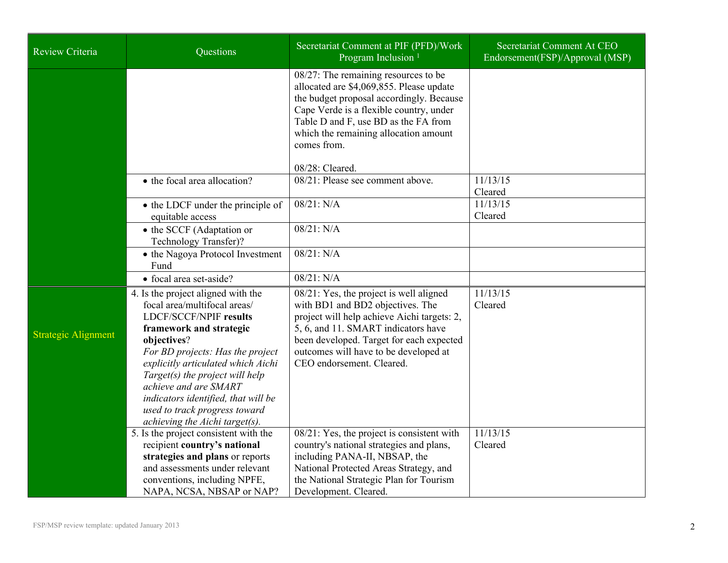| Review Criteria | Questions | Secretariat Comment at PIF (PFD)/Work Program Inclusion [1] | Secretariat Comment At CEO Endorsement(FSP)/Approval (MSP) |
|---|---|---|---|
| | | 08/27: The remaining resources to be allocated are $4,069,855. Please update the budget proposal accordingly. Because Cape Verde is a flexible country, under Table D and F, use BD as the FA from which the remaining allocation amount comes from.<br><br>08/28: Cleared. | |
| | • the focal area allocation? | 08/21: Please see comment above. | 11/13/15<br>Cleared |
| | • the LDCF under the principle of equitable access | 08/21: N/A | 11/13/15<br>Cleared |
| | • the SCCF (Adaptation or Technology Transfer)? | 08/21: N/A | |
| | • the Nagoya Protocol Investment Fund | 08/21: N/A | |
| | • focal area set-aside? | 08/21: N/A | |
| Strategic Alignment | 4. Is the project aligned with the focal area/multifocal areas/ LDCF/SCCF/NPIF **results framework and strategic objectives**?<br>*For BD projects: Has the project explicitly articulated which Aichi Target(s) the project will help achieve and are SMART indicators identified, that will be used to track progress toward achieving the Aichi target(s).* | 08/21: Yes, the project is well aligned with BD1 and BD2 objectives. The project will help achieve Aichi targets: 2, 5, 6, and 11. SMART indicators have been developed. Target for each expected outcomes will have to be developed at CEO endorsement. Cleared. | 11/13/15<br>Cleared |
| | 5. Is the project consistent with the recipient **country's national strategies and plans** or reports and assessments under relevant conventions, including NPFE, NAPA, NCSA, NBSAP or NAP? | 08/21: Yes, the project is consistent with country's national strategies and plans, including PANA-II, NBSAP, the National Protected Areas Strategy, and the National Strategic Plan for Tourism Development. Cleared. | 11/13/15<br>Cleared |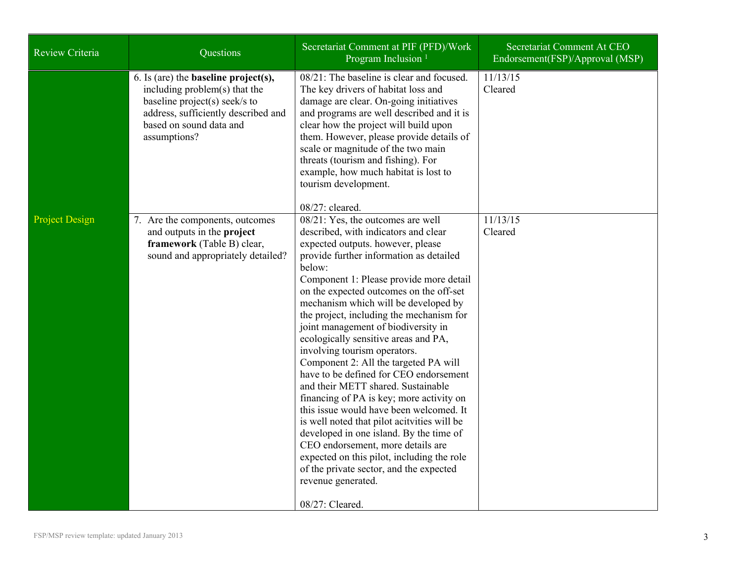| Review Criteria | Questions | Secretariat Comment at PIF (PFD)/Work Program Inclusion [1] | Secretariat Comment At CEO Endorsement(FSP)/Approval (MSP) |
|---|---|---|---|
| Project Design | 6. Is (are) the **baseline project(s),** including problem(s) that the baseline project(s) seek/s to address, sufficiently described and based on sound data and assumptions? | 08/21: The baseline is clear and focused. The key drivers of habitat loss and damage are clear. On-going initiatives and programs are well described and it is clear how the project will build upon them. However, please provide details of scale or magnitude of the two main threats (tourism and fishing). For example, how much habitat is lost to tourism development.<br><br>08/27: cleared. | 11/13/15<br>Cleared |
| | 7. Are the components, outcomes and outputs in the **project framework** (Table B) clear, sound and appropriately detailed? | 08/21: Yes, the outcomes are well described, with indicators and clear expected outputs. however, please provide further information as detailed below:<br>Component 1: Please provide more detail on the expected outcomes on the off-set mechanism which will be developed by the project, including the mechanism for joint management of biodiversity in ecologically sensitive areas and PA, involving tourism operators.<br>Component 2: All the targeted PA will have to be defined for CEO endorsement and their METT shared. Sustainable financing of PA is key; more activity on this issue would have been welcomed. It is well noted that pilot acitvities will be developed in one island. By the time of CEO endorsement, more details are expected on this pilot, including the role of the private sector, and the expected revenue generated.<br><br>08/27: Cleared. | 11/13/15<br>Cleared |

FSP/MSP review template: updated January 2013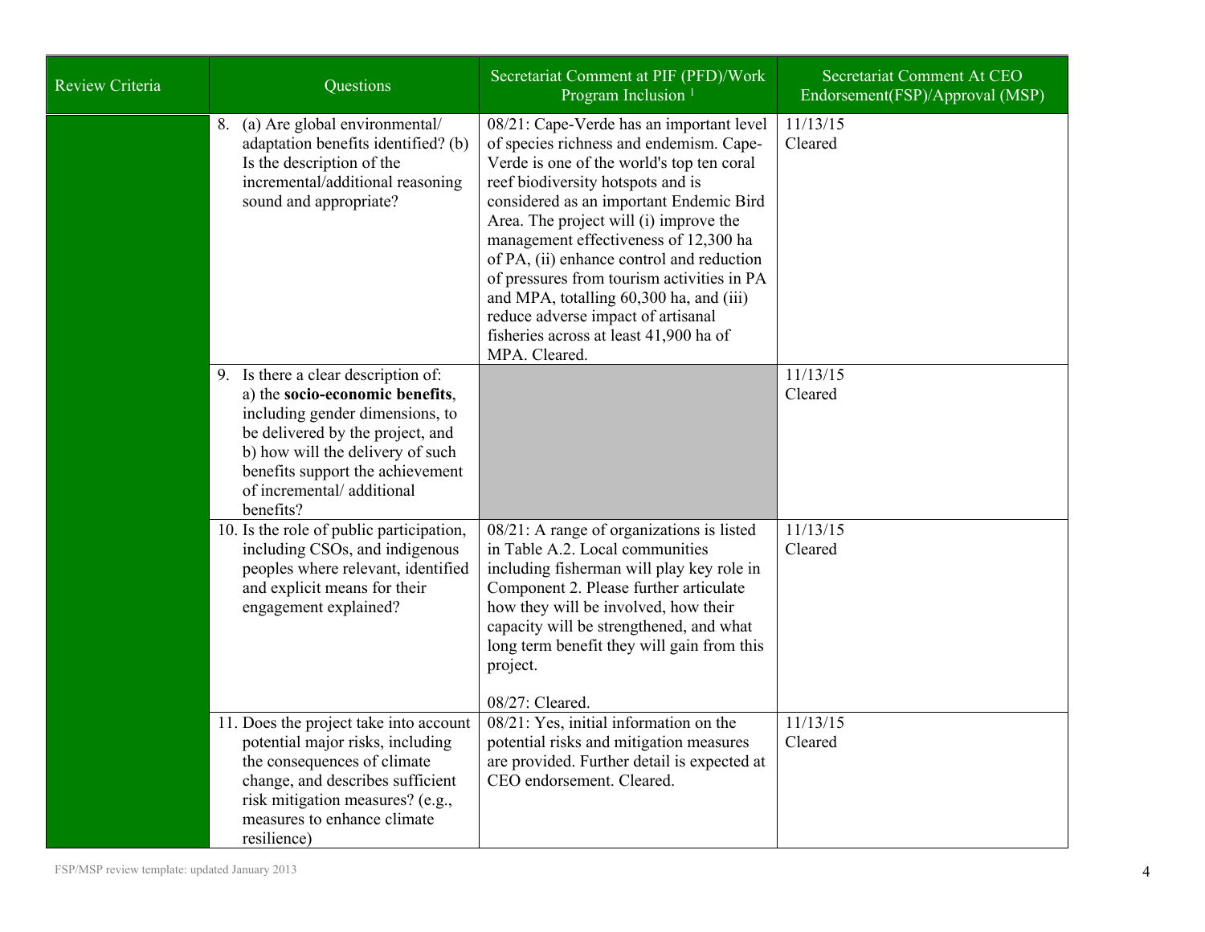| Review Criteria | Questions | Secretariat Comment at PIF (PFD)/Work Program Inclusion [1] | Secretariat Comment At CEO Endorsement(FSP)/Approval (MSP) |
|---|---|---|---|
| | 8. (a) Are global environmental/ adaptation benefits identified? (b) Is the description of the incremental/additional reasoning sound and appropriate? | 08/21: Cape-Verde has an important level of species richness and endemism. Cape-Verde is one of the world's top ten coral reef biodiversity hotspots and is considered as an important Endemic Bird Area. The project will (i) improve the management effectiveness of 12,300 ha of PA, (ii) enhance control and reduction of pressures from tourism activities in PA and MPA, totalling 60,300 ha, and (iii) reduce adverse impact of artisanal fisheries across at least 41,900 ha of MPA. Cleared. | 11/13/15<br>Cleared |
| | 9. Is there a clear description of:<br>a) the **socio-economic benefits**, including gender dimensions, to be delivered by the project, and<br>b) how will the delivery of such benefits support the achievement of incremental/ additional benefits? | | 11/13/15<br>Cleared |
| | 10. Is the role of public participation, including CSOs, and indigenous peoples where relevant, identified and explicit means for their engagement explained? | 08/21: A range of organizations is listed in Table A.2. Local communities including fisherman will play key role in Component 2. Please further articulate how they will be involved, how their capacity will be strengthened, and what long term benefit they will gain from this project.<br><br>08/27: Cleared. | 11/13/15<br>Cleared |
| | 11. Does the project take into account potential major risks, including the consequences of climate change, and describes sufficient risk mitigation measures? (e.g., measures to enhance climate resilience) | 08/21: Yes, initial information on the potential risks and mitigation measures are provided. Further detail is expected at CEO endorsement. Cleared. | 11/13/15<br>Cleared |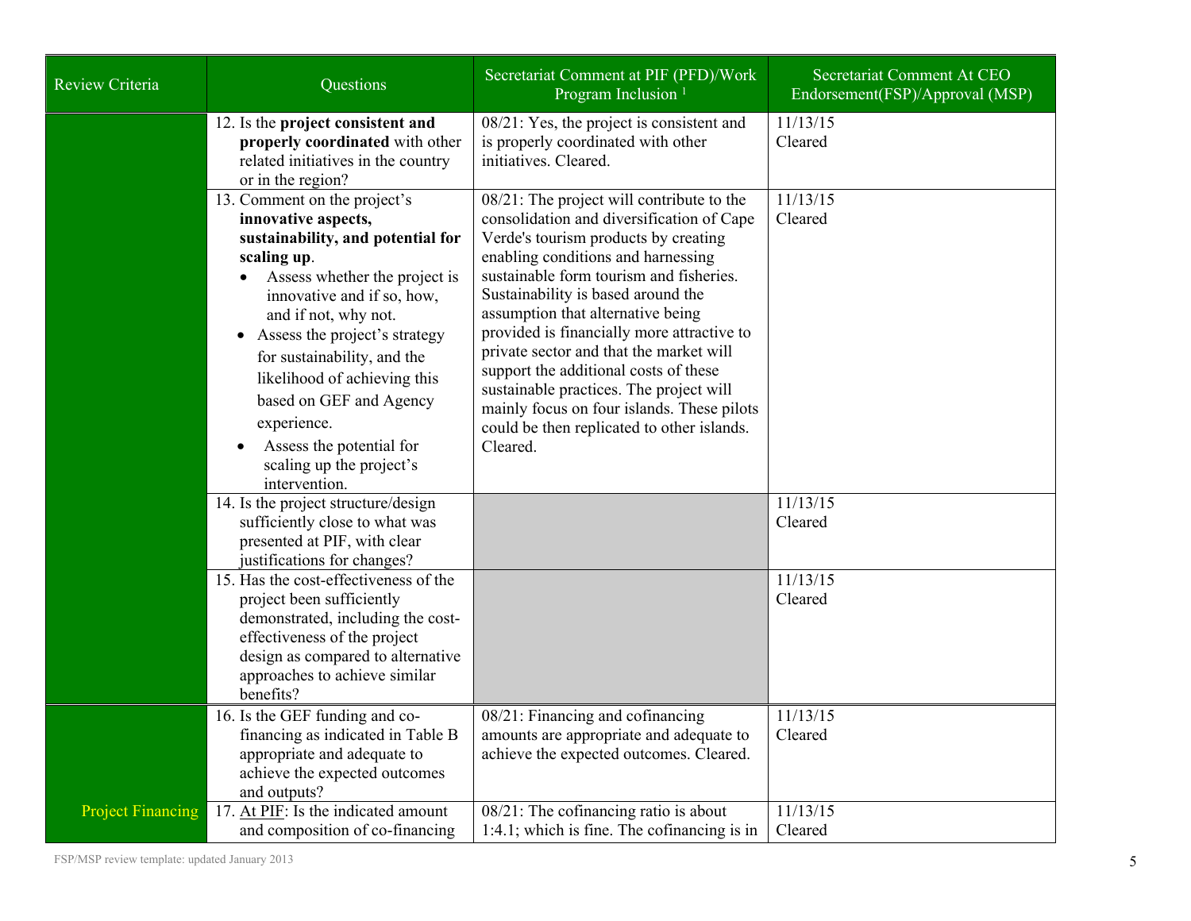| Review Criteria | Questions | Secretariat Comment at PIF (PFD)/Work Program Inclusion [1] | Secretariat Comment At CEO Endorsement(FSP)/Approval (MSP) |
|---|---|---|---|
| | 12. Is the **project consistent and properly coordinated** with other related initiatives in the country or in the region? | 08/21: Yes, the project is consistent and is properly coordinated with other initiatives. Cleared. | 11/13/15 Cleared |
| | 13. Comment on the project's **innovative aspects, sustainability, and potential for scaling up**. • Assess whether the project is innovative and if so, how, and if not, why not. • Assess the project's strategy for sustainability, and the likelihood of achieving this based on GEF and Agency experience. • Assess the potential for scaling up the project's intervention. | 08/21: The project will contribute to the consolidation and diversification of Cape Verde's tourism products by creating enabling conditions and harnessing sustainable form tourism and fisheries. Sustainability is based around the assumption that alternative being provided is financially more attractive to private sector and that the market will support the additional costs of these sustainable practices. The project will mainly focus on four islands. These pilots could be then replicated to other islands. Cleared. | 11/13/15 Cleared |
| | 14. Is the project structure/design sufficiently close to what was presented at PIF, with clear justifications for changes? | | 11/13/15 Cleared |
| | 15. Has the cost-effectiveness of the project been sufficiently demonstrated, including the cost-effectiveness of the project design as compared to alternative approaches to achieve similar benefits? | | 11/13/15 Cleared |
| Project Financing | 16. Is the GEF funding and co-financing as indicated in Table B appropriate and adequate to achieve the expected outcomes and outputs? | 08/21: Financing and cofinancing amounts are appropriate and adequate to achieve the expected outcomes. Cleared. | 11/13/15 Cleared |
| | 17. At PIF: Is the indicated amount and composition of co-financing | 08/21: The cofinancing ratio is about 1:4.1; which is fine. The cofinancing is in | 11/13/15 Cleared |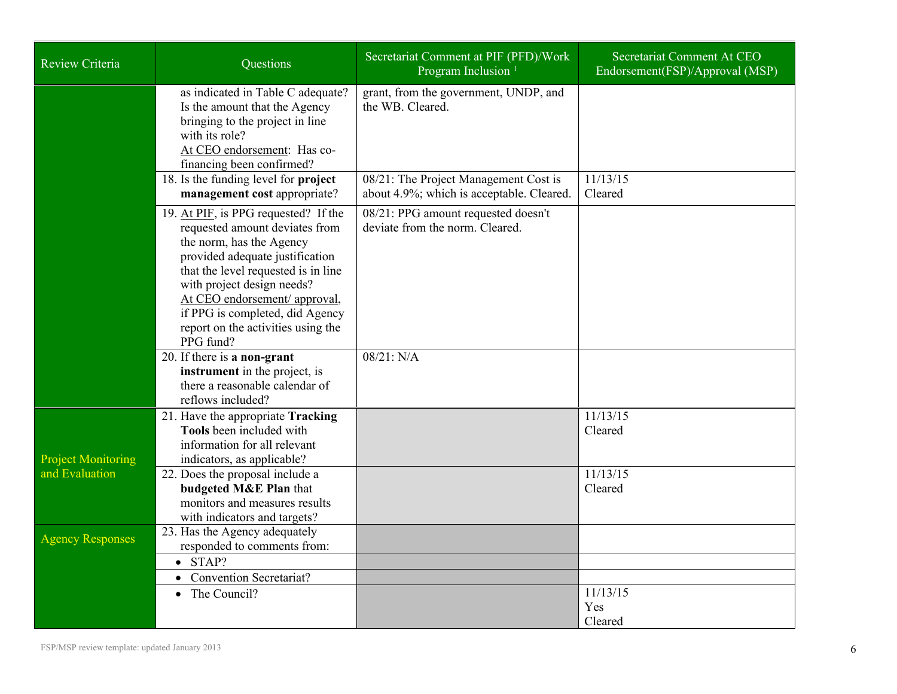| Review Criteria | Questions | Secretariat Comment at PIF (PFD)/Work Program Inclusion [1] | Secretariat Comment At CEO Endorsement(FSP)/Approval (MSP) |
|---|---|---|---|
| | as indicated in Table C adequate? Is the amount that the Agency bringing to the project in line with its role? At CEO endorsement: Has co-financing been confirmed? | grant, from the government, UNDP, and the WB. Cleared. | |
| | 18. Is the funding level for **project management cost** appropriate? | 08/21: The Project Management Cost is about 4.9%; which is acceptable. Cleared. | 11/13/15 Cleared |
| | 19. At PIF, is PPG requested? If the requested amount deviates from the norm, has the Agency provided adequate justification that the level requested is in line with project design needs? At CEO endorsement/ approval, if PPG is completed, did Agency report on the activities using the PPG fund? | 08/21: PPG amount requested doesn't deviate from the norm. Cleared. | |
| | 20. If there is **a non-grant instrument** in the project, is there a reasonable calendar of reflows included? | 08/21: N/A | |
| Project Monitoring and Evaluation | 21. Have the appropriate **Tracking Tools** been included with information for all relevant indicators, as applicable? | | 11/13/15 Cleared |
| | 22. Does the proposal include a **budgeted M&E Plan** that monitors and measures results with indicators and targets? | | 11/13/15 Cleared |
| Agency Responses | 23. Has the Agency adequately responded to comments from: | | |
| | • STAP? | | |
| | • Convention Secretariat? | | |
| | • The Council? | | 11/13/15 Yes Cleared |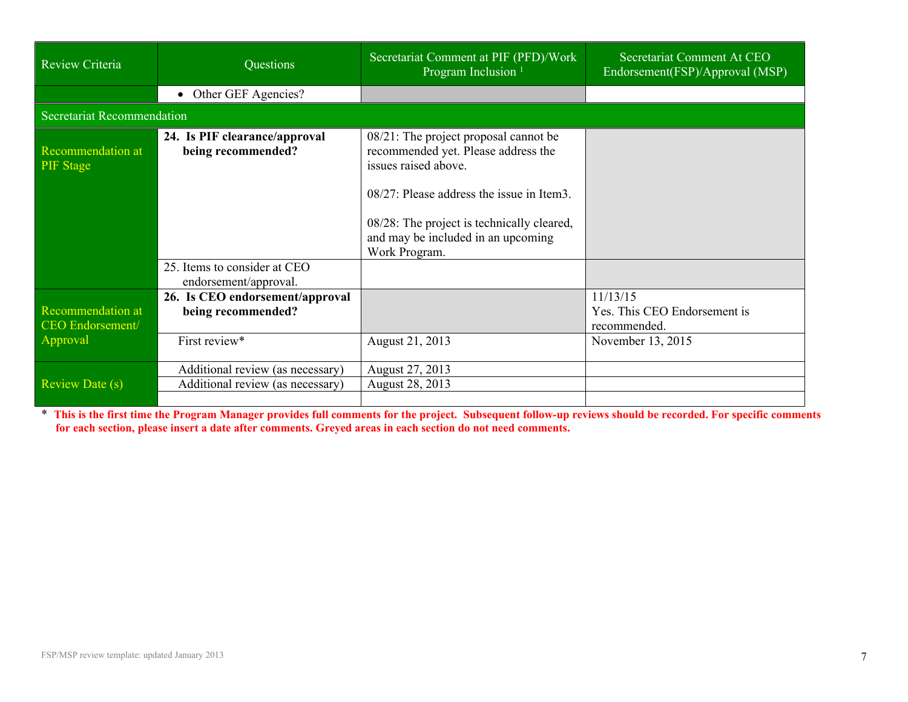| Review Criteria | Questions | Secretariat Comment at PIF (PFD)/Work Program Inclusion [1] | Secretariat Comment At CEO Endorsement(FSP)/Approval (MSP) |
|---|---|---|---|
| | • Other GEF Agencies? | | |
| Secretariat Recommendation | | | |
| Recommendation at PIF Stage | **24. Is PIF clearance/approval being recommended?** | 08/21: The project proposal cannot be recommended yet. Please address the issues raised above.<br><br>08/27: Please address the issue in Item3.<br><br>08/28: The project is technically cleared, and may be included in an upcoming Work Program. | |
| | 25. Items to consider at CEO endorsement/approval. | | |
| Recommendation at CEO Endorsement/ Approval | **26. Is CEO endorsement/approval being recommended?** | | 11/13/15<br>Yes. This CEO Endorsement is recommended. |
| | First review* | August 21, 2013 | November 13, 2015 |
| Review Date (s) | Additional review (as necessary) | August 27, 2013 | |
| | Additional review (as necessary) | August 28, 2013 | |
| | | | |

\* **This is the first time the Program Manager provides full comments for the project. Subsequent follow-up reviews should be recorded. For specific comments for each section, please insert a date after comments. Greyed areas in each section do not need comments.**

FSP/MSP review template: updated January 2013